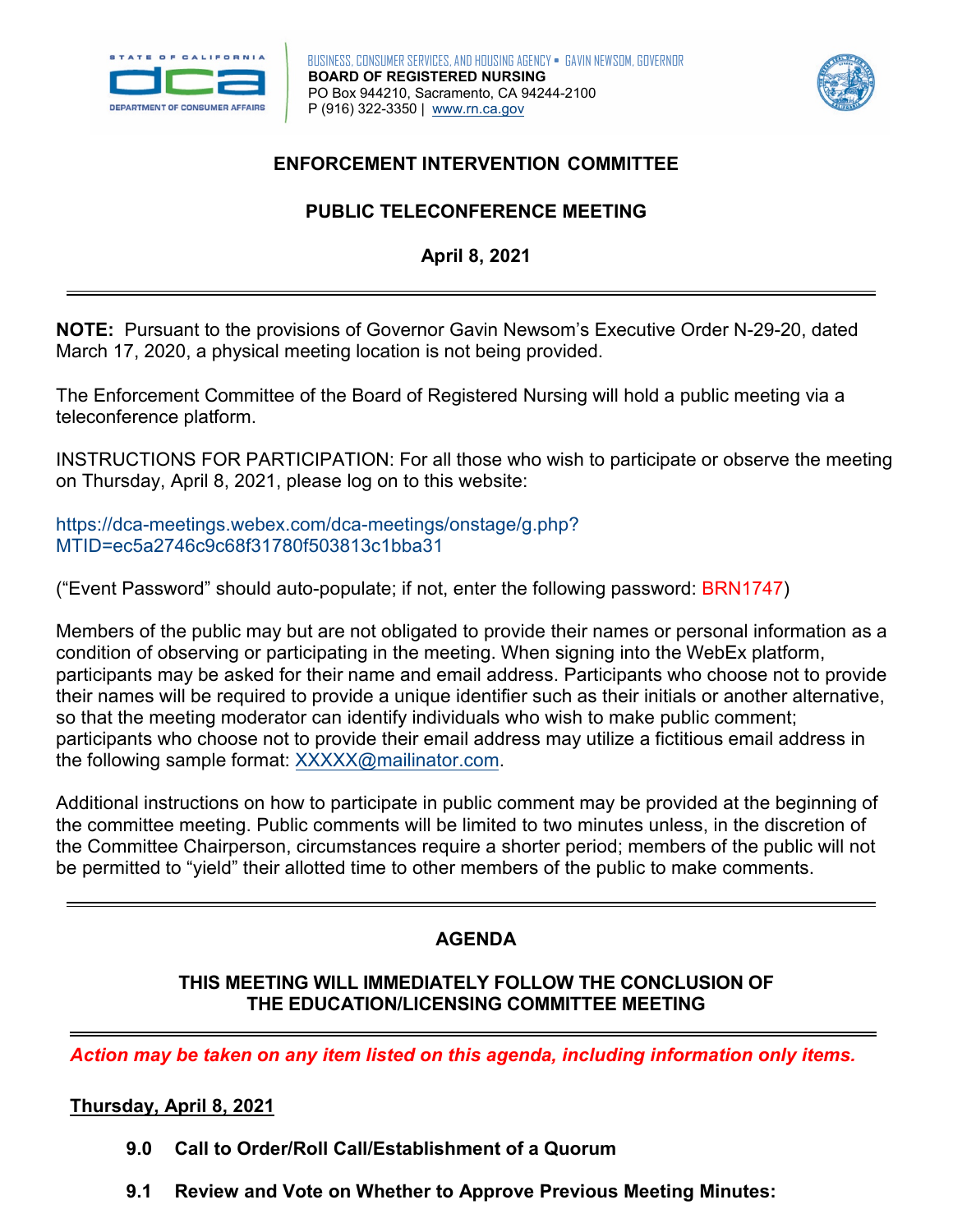BUSINESS, CONSUMER SERVICES, AND HOUSING AGENCY • GAVIN NEWSOM, GOVERNOR
**BOARD OF REGISTERED NURSING**
PO Box 944210, Sacramento, CA 94244-2100
P (916) 322-3350 | www.rn.ca.gov

# ENFORCEMENT INTERVENTION COMMITTEE

## PUBLIC TELECONFERENCE MEETING

**April 8, 2021**

---

**NOTE:** Pursuant to the provisions of Governor Gavin Newsom's Executive Order N-29-20, dated March 17, 2020, a physical meeting location is not being provided.

The Enforcement Committee of the Board of Registered Nursing will hold a public meeting via a teleconference platform.

INSTRUCTIONS FOR PARTICIPATION: For all those who wish to participate or observe the meeting on Thursday, April 8, 2021, please log on to this website:

https://dca-meetings.webex.com/dca-meetings/onstage/g.php?MTID=ec5a2746c9c68f31780f503813c1bba31

("Event Password" should auto-populate; if not, enter the following password: BRN1747)

Members of the public may but are not obligated to provide their names or personal information as a condition of observing or participating in the meeting. When signing into the WebEx platform, participants may be asked for their name and email address. Participants who choose not to provide their names will be required to provide a unique identifier such as their initials or another alternative, so that the meeting moderator can identify individuals who wish to make public comment; participants who choose not to provide their email address may utilize a fictitious email address in the following sample format: XXXXX@mailinator.com.

Additional instructions on how to participate in public comment may be provided at the beginning of the committee meeting. Public comments will be limited to two minutes unless, in the discretion of the Committee Chairperson, circumstances require a shorter period; members of the public will not be permitted to "yield" their allotted time to other members of the public to make comments.

---

## AGENDA

**THIS MEETING WILL IMMEDIATELY FOLLOW THE CONCLUSION OF THE EDUCATION/LICENSING COMMITTEE MEETING**

---

***Action may be taken on any item listed on this agenda, including information only items.***

**Thursday, April 8, 2021**

**9.0 Call to Order/Roll Call/Establishment of a Quorum**

**9.1 Review and Vote on Whether to Approve Previous Meeting Minutes:**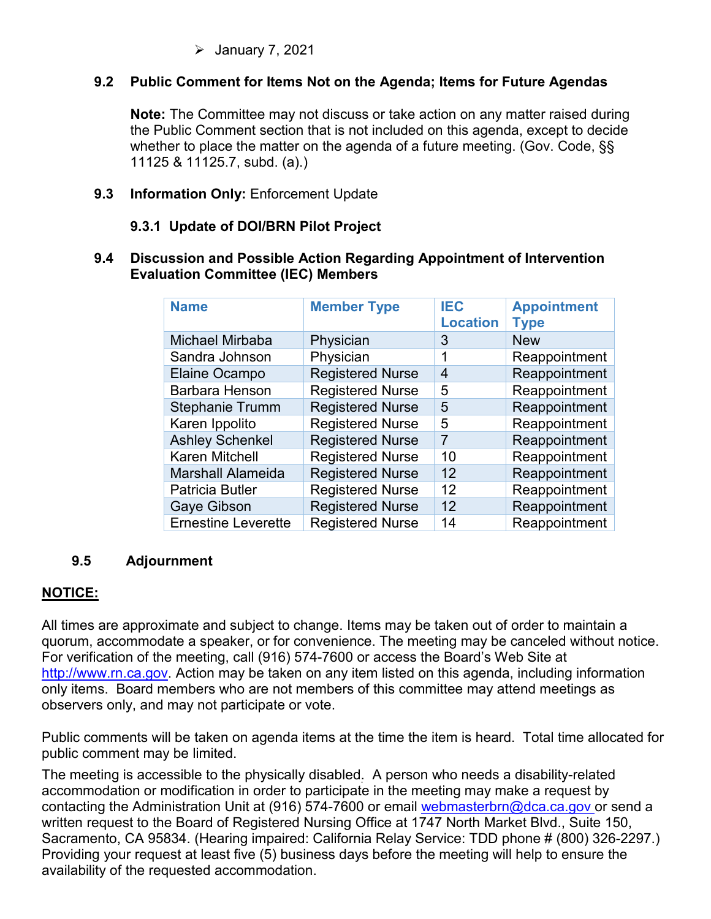- January 7, 2021

### 9.2 Public Comment for Items Not on the Agenda; Items for Future Agendas

**Note:** The Committee may not discuss or take action on any matter raised during the Public Comment section that is not included on this agenda, except to decide whether to place the matter on the agenda of a future meeting. (Gov. Code, §§ 11125 & 11125.7, subd. (a).)

### 9.3 Information Only: Enforcement Update

#### 9.3.1 Update of DOI/BRN Pilot Project

### 9.4 Discussion and Possible Action Regarding Appointment of Intervention Evaluation Committee (IEC) Members

| Name | Member Type | IEC Location | Appointment Type |
|---|---|---|---|
| Michael Mirbaba | Physician | 3 | New |
| Sandra Johnson | Physician | 1 | Reappointment |
| Elaine Ocampo | Registered Nurse | 4 | Reappointment |
| Barbara Henson | Registered Nurse | 5 | Reappointment |
| Stephanie Trumm | Registered Nurse | 5 | Reappointment |
| Karen Ippolito | Registered Nurse | 5 | Reappointment |
| Ashley Schenkel | Registered Nurse | 7 | Reappointment |
| Karen Mitchell | Registered Nurse | 10 | Reappointment |
| Marshall Alameida | Registered Nurse | 12 | Reappointment |
| Patricia Butler | Registered Nurse | 12 | Reappointment |
| Gaye Gibson | Registered Nurse | 12 | Reappointment |
| Ernestine Leverette | Registered Nurse | 14 | Reappointment |

### 9.5 Adjournment

**NOTICE:**

All times are approximate and subject to change. Items may be taken out of order to maintain a quorum, accommodate a speaker, or for convenience. The meeting may be canceled without notice. For verification of the meeting, call (916) 574-7600 or access the Board's Web Site at http://www.rn.ca.gov. Action may be taken on any item listed on this agenda, including information only items. Board members who are not members of this committee may attend meetings as observers only, and may not participate or vote.

Public comments will be taken on agenda items at the time the item is heard. Total time allocated for public comment may be limited.

The meeting is accessible to the physically disabled. A person who needs a disability-related accommodation or modification in order to participate in the meeting may make a request by contacting the Administration Unit at (916) 574-7600 or email webmasterbrn@dca.ca.gov or send a written request to the Board of Registered Nursing Office at 1747 North Market Blvd., Suite 150, Sacramento, CA 95834. (Hearing impaired: California Relay Service: TDD phone # (800) 326-2297.) Providing your request at least five (5) business days before the meeting will help to ensure the availability of the requested accommodation.